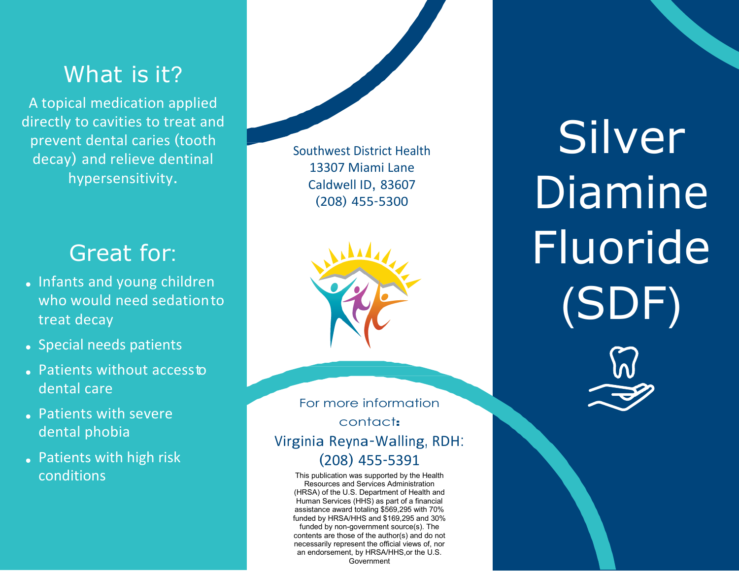# Silver Diamine Fluoride (SDF)

## What is it?

A topical medication applied directly to cavities to treat and prevent dental caries (tooth decay) and relieve dentinal hypersensitivity.

## Great for:

- Infants and young children who would need sedation to treat decay
- Special needs patients
- Patients without access to dental care
- Patients with severe dental phobia
- Patients with high risk conditions

Southwest District Health
13307 Miami Lane
Caldwell ID, 83607
(208) 455-5300

For more information contact:

Virginia Reyna-Walling, RDH:
(208) 455-5391

This publication was supported by the Health Resources and Services Administration (HRSA) of the U.S. Department of Health and Human Services (HHS) as part of a financial assistance award totaling $569,295 with 70% funded by HRSA/HHS and $169,295 and 30% funded by non-government source(s). The contents are those of the author(s) and do not necessarily represent the official views of, nor an endorsement, by HRSA/HHS,or the U.S. Government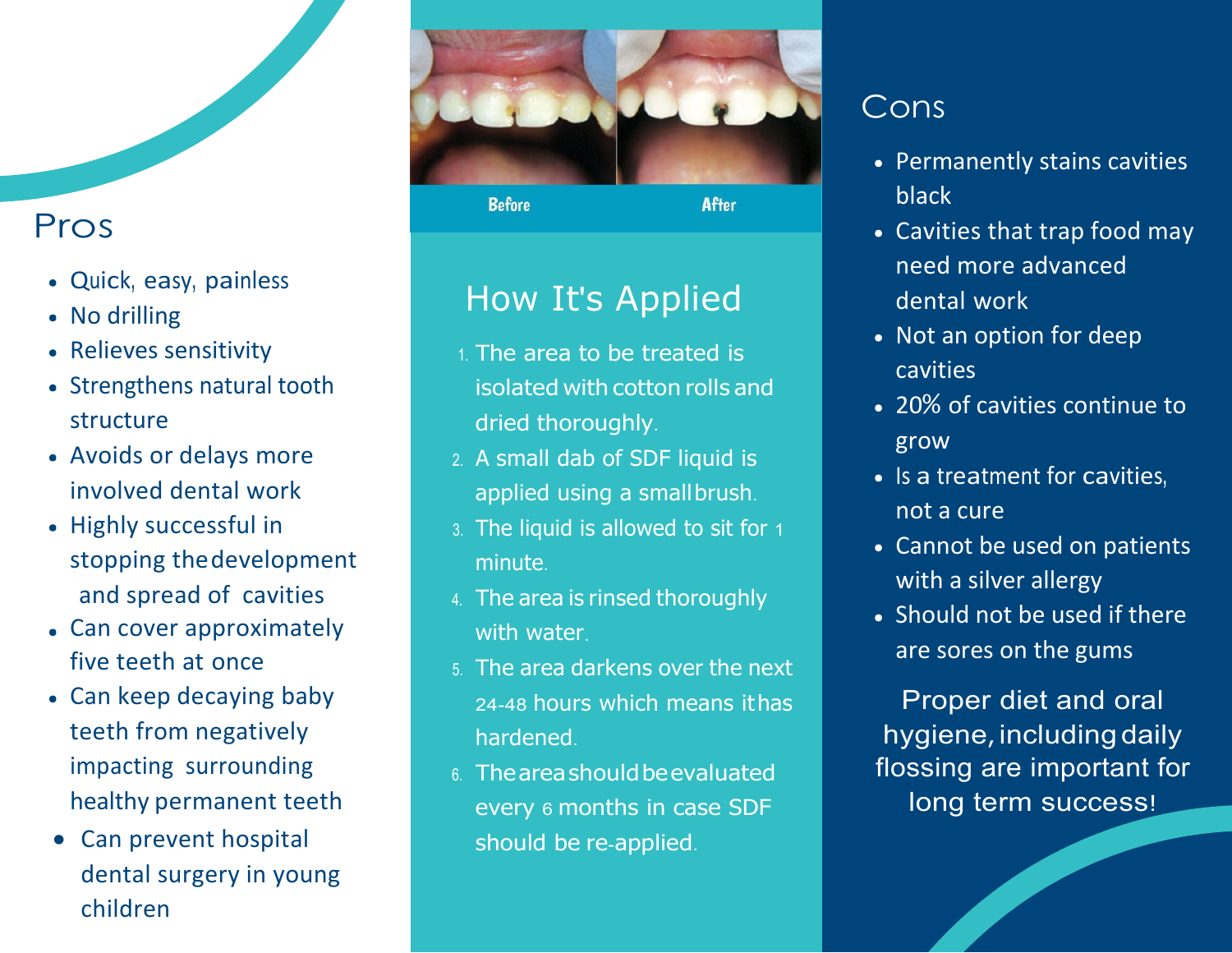## Pros

- Quick, easy, painless
- No drilling
- Relieves sensitivity
- Strengthens natural tooth structure
- Avoids or delays more involved dental work
- Highly successful in stopping the development and spread of cavities
- Can cover approximately five teeth at once
- Can keep decaying baby teeth from negatively impacting surrounding healthy permanent teeth
- Can prevent hospital dental surgery in young children

Before After

## How It's Applied

1. The area to be treated is isolated with cotton rolls and dried thoroughly.
2. A small dab of SDF liquid is applied using a small brush.
3. The liquid is allowed to sit for 1 minute.
4. The area is rinsed thoroughly with water.
5. The area darkens over the next 24-48 hours which means it has hardened.
6. The area should be evaluated every 6 months in case SDF should be re-applied.

## Cons

- Permanently stains cavities black
- Cavities that trap food may need more advanced dental work
- Not an option for deep cavities
- 20% of cavities continue to grow
- Is a treatment for cavities, not a cure
- Cannot be used on patients with a silver allergy
- Should not be used if there are sores on the gums

Proper diet and oral hygiene, including daily flossing are important for long term success!